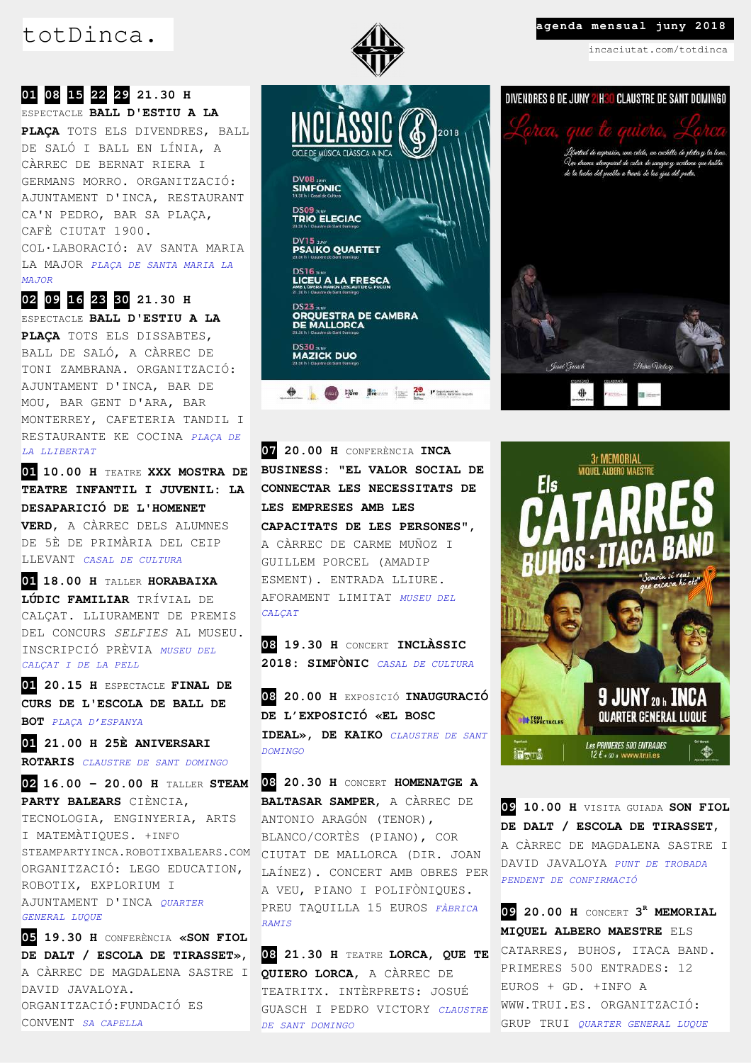# totDinca.

**agenda mensual juny 2018**

incaciutat.com/totdinca

**01 08 15 22 29 21.30 H** ESPECTACLE **BALL D'ESTIU A LA PLAÇA** TOTS ELS DIVENDRES, BALL DE SALÓ I BALL EN LÍNIA, A CÀRREC DE BERNAT RIERA I GERMANS MORRO. ORGANITZACIÓ: AJUNTAMENT D'INCA, RESTAURANT CA'N PEDRO, BAR SA PLAÇA, CAFÈ CIUTAT 1900. COL·LABORACIÓ: AV SANTA MARIA LA MAJOR *PLAÇA DE SANTA MARIA LA MAJOR*

**02 09 16 23 30 21.30 H** ESPECTACLE **BALL D'ESTIU A LA PLAÇA** TOTS ELS DISSABTES, BALL DE SALÓ, A CÀRREC DE TONI ZAMBRANA. ORGANITZACIÓ: AJUNTAMENT D'INCA, BAR DE MOU, BAR GENT D'ARA, BAR MONTERREY, CAFETERIA TANDIL I RESTAURANTE KE COCINA *PLAÇA DE LA LLIBERTAT*

**01 10.00 H** TEATRE **XXX MOSTRA DE TEATRE INFANTIL I JUVENIL: LA DESAPARICIÓ DE L'HOMENET VERD**, A CÀRREC DELS ALUMNES DE 5È DE PRIMÀRIA DEL CEIP LLEVANT *CASAL DE CULTURA*

**01 18.00 H** TALLER **HORABAIXA LÚDIC FAMILIAR** TRÍVIAL DE CALÇAT. LLIURAMENT DE PREMIS DEL CONCURS *SELFIES* AL MUSEU. INSCRIPCIÓ PRÈVIA *MUSEU DEL CALÇAT I DE LA PELL*

**01 20.15 H** ESPECTACLE **FINAL DE CURS DE L'ESCOLA DE BALL DE BOT** *PLAÇA D'ESPANYA*

**01 21.00 H 25È ANIVERSARI ROTARIS** *CLAUSTRE DE SANT DOMINGO*

**02 16.00 - 20.00 H** TALLER **STEAM PARTY BALEARS** CIÈNCIA, TECNOLOGIA, ENGINYERIA, ARTS I MATEMÀTIQUES. +INFO STEAMPARTYINCA.ROBOTIXBALEARS.COM ORGANITZACIÓ: LEGO EDUCATION, ROBOTIX, EXPLORIUM I AJUNTAMENT D'INCA *QUARTER GENERAL LUQUE*

**05 19.30 H** CONFERÈNCIA **«SON FIOL DE DALT / ESCOLA DE TIRASSET»**, A CÀRREC DE MAGDALENA SASTRE I DAVID JAVALOYA. ORGANITZACIÓ:FUNDACIÓ ES CONVENT *SA CAPELLA*

**07 20.00 H** CONFERÈNCIA **INCA BUSINESS: "EL VALOR SOCIAL DE CONNECTAR LES NECESSITATS DE LES EMPRESES AMB LES CAPACITATS DE LES PERSONES"**, A CÀRREC DE CARME MUÑOZ I GUILLEM PORCEL (AMADIP ESMENT). ENTRADA LLIURE. AFORAMENT LIMITAT *MUSEU DEL CALÇAT*

**08 19.30 H** CONCERT **INCLÀSSIC 2018: SIMFÒNIC** *CASAL DE CULTURA*

**08 20.00 H** EXPOSICIÓ **INAUGURACIÓ DE L'EXPOSICIÓ «EL BOSC IDEAL», DE KAIKO** *CLAUSTRE DE SANT DOMINGO*

**08 20.30 H** CONCERT **HOMENATGE A BALTASAR SAMPER**, A CÀRREC DE ANTONIO ARAGÓN (TENOR), BLANCO/CORTÈS (PIANO), COR CIUTAT DE MALLORCA (DIR. JOAN LAÍNEZ). CONCERT AMB OBRES PER A VEU, PIANO I POLIFÒNIQUES. PREU TAQUILLA 15 EUROS *FÀBRICA RAMIS*

**08 21.30 H** TEATRE **LORCA, QUE TE QUIERO LORCA**, A CÀRREC DE TEATRITX. INTÈRPRETS: JOSUÉ GUASCH I PEDRO VICTORY *CLAUSTRE DE SANT DOMINGO*

**09 10.00 H** VISITA GUIADA **SON FIOL DE DALT / ESCOLA DE TIRASSET**, A CÀRREC DE MAGDALENA SASTRE I DAVID JAVALOYA *PUNT DE TROBADA PENDENT DE CONFIRMACIÓ*

**09 20.00 H** CONCERT **3R MEMORIAL MIQUEL ALBERO MAESTRE** ELS CATARRES, BUHOS, ITACA BAND. PRIMERES 500 ENTRADES: 12 EUROS + GD. +INFO A WWW.TRUI.ES. ORGANITZACIÓ: GRUP TRUI *QUARTER GENERAL LUQUE*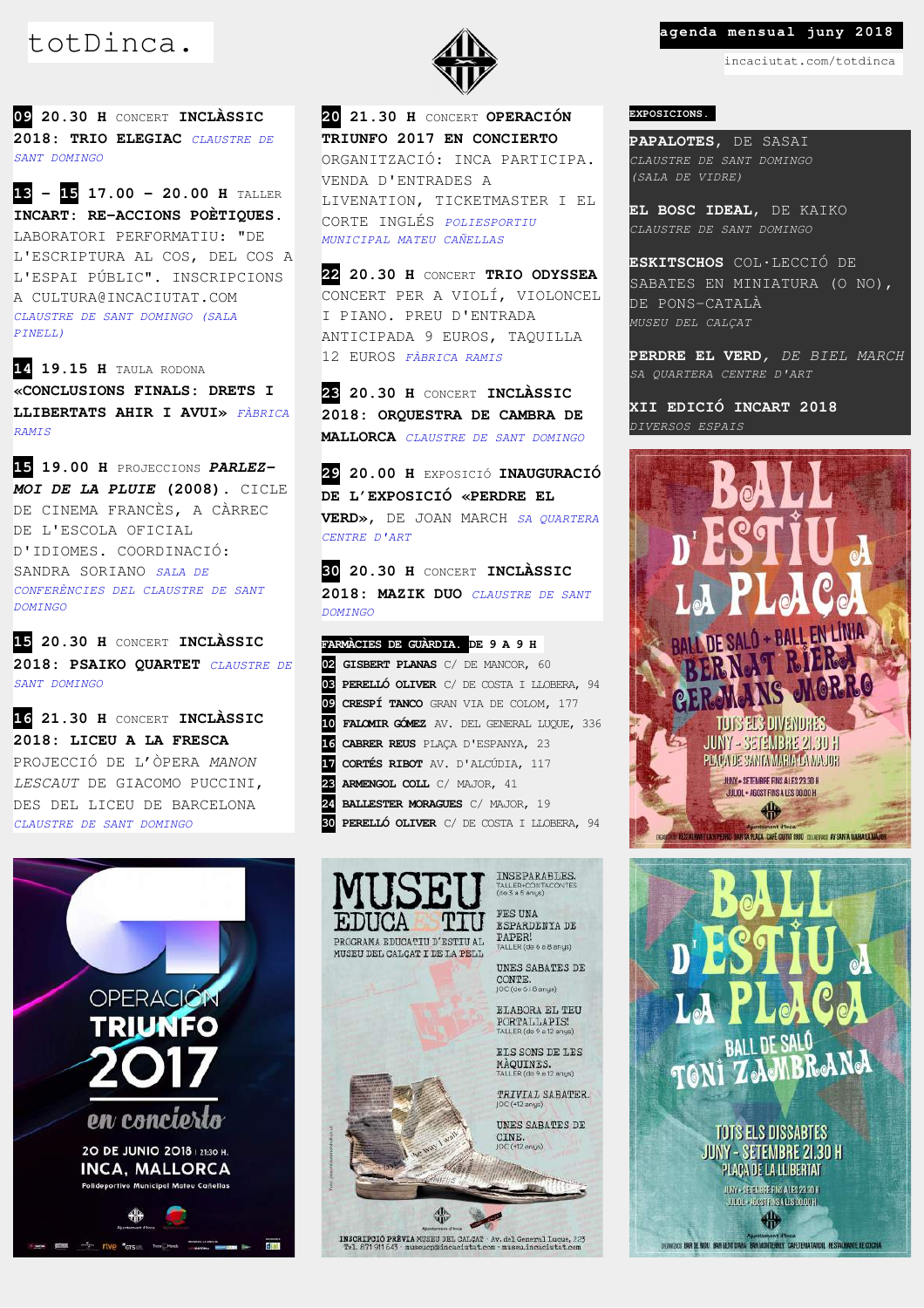# totDinca.

**agenda mensual juny 2018**

incaciutat.com/totdinca

**09** **20.30 H** CONCERT **INCLÀSSIC 2018: TRIO ELEGIAC** *CLAUSTRE DE SANT DOMINGO*

**13** - **15** **17.00 - 20.00 H** TALLER **INCART: RE-ACCIONS POÈTIQUES.** LABORATORI PERFORMATIU: "DE L'ESCRIPTURA AL COS, DEL COS A L'ESPAI PÚBLIC". INSCRIPCIONS A CULTURA@INCACIUTAT.COM *CLAUSTRE DE SANT DOMINGO (SALA PINELL)*

**14** **19.15 H** TAULA RODONA **«CONCLUSIONS FINALS: DRETS I LLIBERTATS AHIR I AVUI»** *FÀBRICA RAMIS*

**15** **19.00 H** PROJECCIONS ***PARLEZ-MOI DE LA PLUIE*** **(2008).** CICLE DE CINEMA FRANCÈS, A CÀRREC DE L'ESCOLA OFICIAL D'IDIOMES. COORDINACIÓ: SANDRA SORIANO *SALA DE CONFERÈNCIES DEL CLAUSTRE DE SANT DOMINGO*

**15** **20.30 H** CONCERT **INCLÀSSIC 2018: PSAIKO QUARTET** *CLAUSTRE DE SANT DOMINGO*

**16** **21.30 H** CONCERT **INCLÀSSIC 2018: LICEU A LA FRESCA** PROJECCIÓ DE L'ÒPERA *MANON LESCAUT* DE GIACOMO PUCCINI, DES DEL LICEU DE BARCELONA *CLAUSTRE DE SANT DOMINGO*

**20** **21.30 H** CONCERT **OPERACIÓN TRIUNFO 2017 EN CONCIERTO** ORGANITZACIÓ: INCA PARTICIPA. VENDA D'ENTRADES A LIVENATION, TICKETMASTER I EL CORTE INGLÉS *POLIESPORTIU MUNICIPAL MATEU CAÑELLAS*

**22** **20.30 H** CONCERT **TRIO ODYSSEA** CONCERT PER A VIOLÍ, VIOLONCEL I PIANO. PREU D'ENTRADA ANTICIPADA 9 EUROS, TAQUILLA 12 EUROS *FÀBRICA RAMIS*

**23** **20.30 H** CONCERT **INCLÀSSIC 2018: ORQUESTRA DE CAMBRA DE MALLORCA** *CLAUSTRE DE SANT DOMINGO*

**29** **20.00 H** EXPOSICIÓ **INAUGURACIÓ DE L'EXPOSICIÓ «PERDRE EL VERD»**, DE JOAN MARCH *SA QUARTERA CENTRE D'ART*

**30** **20.30 H** CONCERT **INCLÀSSIC 2018: MAZIK DUO** *CLAUSTRE DE SANT DOMINGO*

**FARMÀCIES DE GUÀRDIA. DE 9 A 9 H**

- **02** **GISBERT PLANAS** C/ DE MANCOR, 60
- **03** **PERELLÓ OLIVER** C/ DE COSTA I LLOBERA, 94
- **09** **CRESPÍ TANCO** GRAN VIA DE COLOM, 177
- **10** **FALOMIR GÓMEZ** AV. DEL GENERAL LUQUE, 336
- **16** **CABRER REUS** PLAÇA D'ESPANYA, 23
- **17** **CORTÉS RIBOT** AV. D'ALCÚDIA, 117
- **23** **ARMENGOL COLL** C/ MAJOR, 41
- **24** **BALLESTER MORAGUES** C/ MAJOR, 19
- **30** **PERELLÓ OLIVER** C/ DE COSTA I LLOBERA, 94

**EXPOSICIONS.**

**PAPALOTES,** DE SASAI
*CLAUSTRE DE SANT DOMINGO (SALA DE VIDRE)*

**EL BOSC IDEAL,** DE KAIKO
*CLAUSTRE DE SANT DOMINGO*

**ESKITSCHOS** COL·LECCIÓ DE SABATES EN MINIATURA (O NO), DE PONS-CATALÀ
*MUSEU DEL CALÇAT*

**PERDRE EL VERD,** *DE BIEL MARCH*
*SA QUARTERA CENTRE D'ART*

**XII EDICIÓ INCART 2018**
*DIVERSOS ESPAIS*